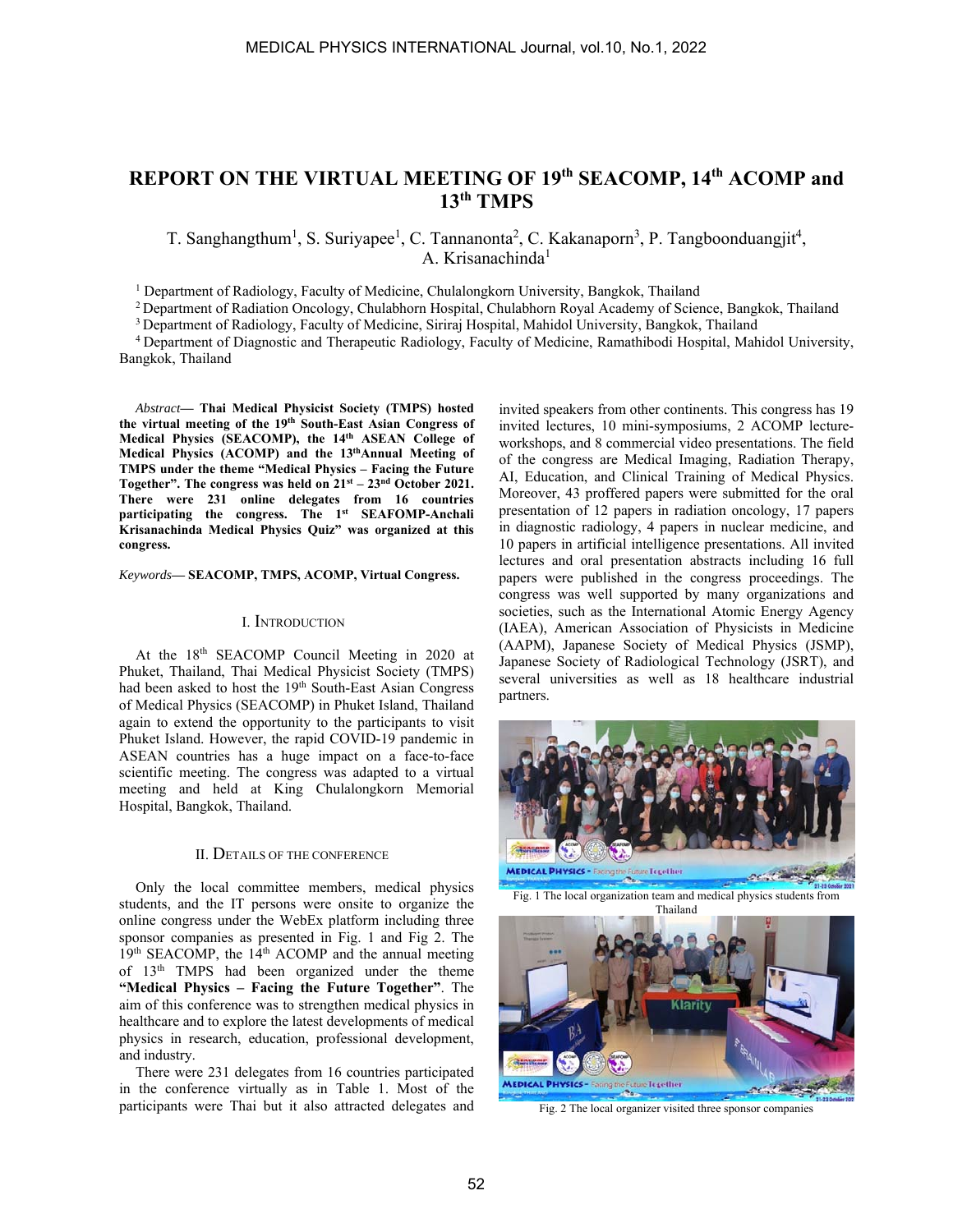# REPORT ON THE VIRTUAL MEETING OF 19th SEACOMP, 14th ACOMP and 13th TMPS

T. Sanghangthum[1], S. Suriyapee[1], C. Tannanonta[2], C. Kakanaporn[3], P. Tangboonduangjit[4], A. Krisanachinda[1]

[1] Department of Radiology, Faculty of Medicine, Chulalongkorn University, Bangkok, Thailand
[2] Department of Radiation Oncology, Chulabhorn Hospital, Chulabhorn Royal Academy of Science, Bangkok, Thailand
[3] Department of Radiology, Faculty of Medicine, Siriraj Hospital, Mahidol University, Bangkok, Thailand
[4] Department of Diagnostic and Therapeutic Radiology, Faculty of Medicine, Ramathibodi Hospital, Mahidol University, Bangkok, Thailand

*Abstract*— **Thai Medical Physicist Society (TMPS) hosted the virtual meeting of the 19th South-East Asian Congress of Medical Physics (SEACOMP), the 14th ASEAN College of Medical Physics (ACOMP) and the 13th Annual Meeting of TMPS under the theme "Medical Physics – Facing the Future Together". The congress was held on 21st – 23rd October 2021. There were 231 online delegates from 16 countries participating the congress. The 1st SEAFOMP-Anchali Krisanachinda Medical Physics Quiz" was organized at this congress.**

*Keywords*— **SEACOMP, TMPS, ACOMP, Virtual Congress.**

## I. INTRODUCTION

At the 18th SEACOMP Council Meeting in 2020 at Phuket, Thailand, Thai Medical Physicist Society (TMPS) had been asked to host the 19th South-East Asian Congress of Medical Physics (SEACOMP) in Phuket Island, Thailand again to extend the opportunity to the participants to visit Phuket Island. However, the rapid COVID-19 pandemic in ASEAN countries has a huge impact on a face-to-face scientific meeting. The congress was adapted to a virtual meeting and held at King Chulalongkorn Memorial Hospital, Bangkok, Thailand.

## II. DETAILS OF THE CONFERENCE

Only the local committee members, medical physics students, and the IT persons were onsite to organize the online congress under the WebEx platform including three sponsor companies as presented in Fig. 1 and Fig 2. The 19th SEACOMP, the 14th ACOMP and the annual meeting of 13th TMPS had been organized under the theme **"Medical Physics – Facing the Future Together"**. The aim of this conference was to strengthen medical physics in healthcare and to explore the latest developments of medical physics in research, education, professional development, and industry.

There were 231 delegates from 16 countries participated in the conference virtually as in Table 1. Most of the participants were Thai but it also attracted delegates and invited speakers from other continents. This congress has 19 invited lectures, 10 mini-symposiums, 2 ACOMP lecture-workshops, and 8 commercial video presentations. The field of the congress are Medical Imaging, Radiation Therapy, AI, Education, and Clinical Training of Medical Physics. Moreover, 43 proffered papers were submitted for the oral presentation of 12 papers in radiation oncology, 17 papers in diagnostic radiology, 4 papers in nuclear medicine, and 10 papers in artificial intelligence presentations. All invited lectures and oral presentation abstracts including 16 full papers were published in the congress proceedings. The congress was well supported by many organizations and societies, such as the International Atomic Energy Agency (IAEA), American Association of Physicists in Medicine (AAPM), Japanese Society of Medical Physics (JSMP), Japanese Society of Radiological Technology (JSRT), and several universities as well as 18 healthcare industrial partners.

Fig. 1 The local organization team and medical physics students from Thailand

Fig. 2 The local organizer visited three sponsor companies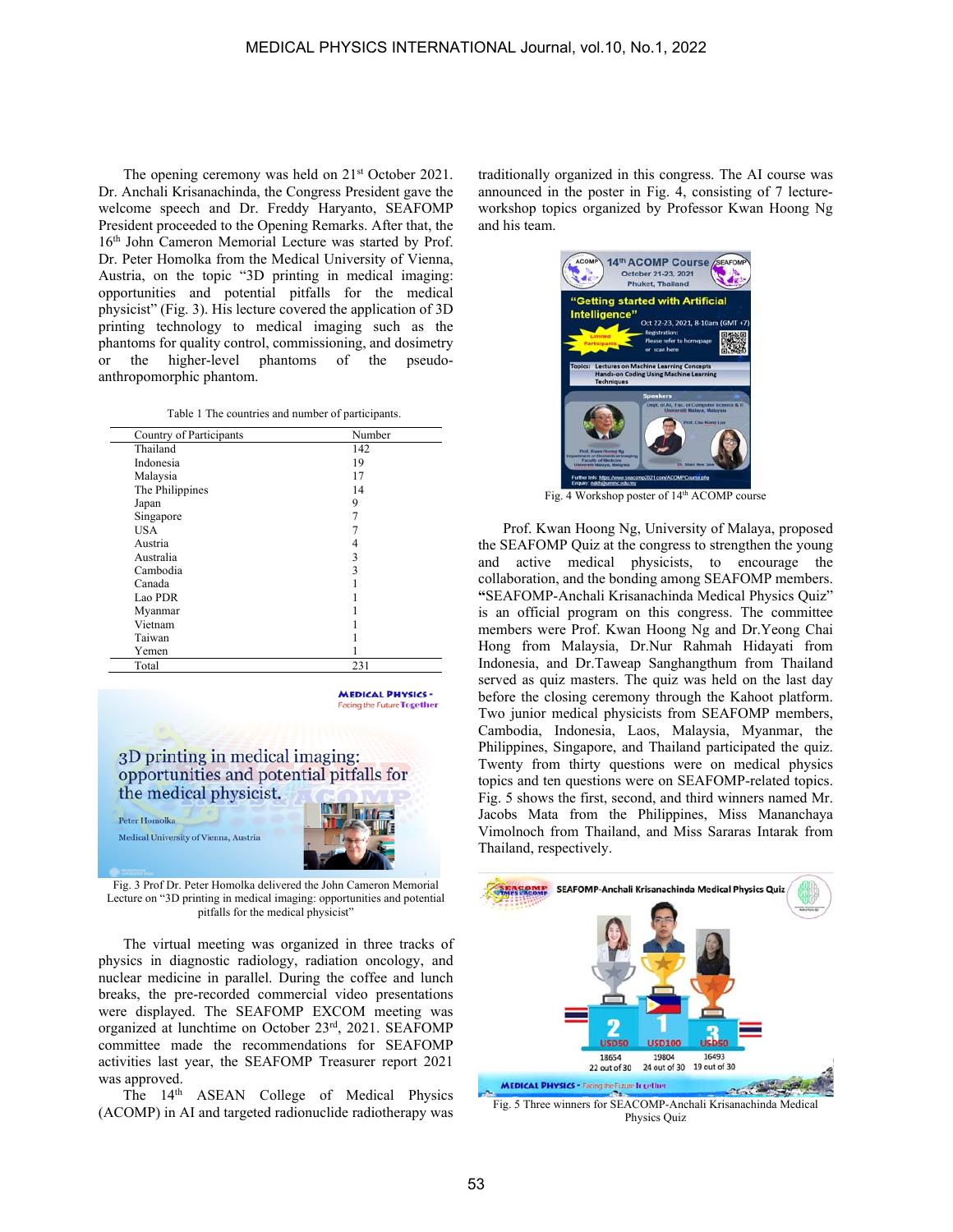The opening ceremony was held on 21st October 2021. Dr. Anchali Krisanachinda, the Congress President gave the welcome speech and Dr. Freddy Haryanto, SEAFOMP President proceeded to the Opening Remarks. After that, the 16th John Cameron Memorial Lecture was started by Prof. Dr. Peter Homolka from the Medical University of Vienna, Austria, on the topic "3D printing in medical imaging: opportunities and potential pitfalls for the medical physicist" (Fig. 3). His lecture covered the application of 3D printing technology to medical imaging such as the phantoms for quality control, commissioning, and dosimetry or the higher-level phantoms of the pseudo-anthropomorphic phantom.

Table 1 The countries and number of participants.

| Country of Participants | Number |
|---|---|
| Thailand | 142 |
| Indonesia | 19 |
| Malaysia | 17 |
| The Philippines | 14 |
| Japan | 9 |
| Singapore | 7 |
| USA | 7 |
| Austria | 4 |
| Australia | 3 |
| Cambodia | 3 |
| Canada | 1 |
| Lao PDR | 1 |
| Myanmar | 1 |
| Vietnam | 1 |
| Taiwan | 1 |
| Yemen | 1 |
| Total | 231 |

Fig. 3 Prof Dr. Peter Homolka delivered the John Cameron Memorial Lecture on "3D printing in medical imaging: opportunities and potential pitfalls for the medical physicist"

The virtual meeting was organized in three tracks of physics in diagnostic radiology, radiation oncology, and nuclear medicine in parallel. During the coffee and lunch breaks, the pre-recorded commercial video presentations were displayed. The SEAFOMP EXCOM meeting was organized at lunchtime on October 23rd, 2021. SEAFOMP committee made the recommendations for SEAFOMP activities last year, the SEAFOMP Treasurer report 2021 was approved.

The 14th ASEAN College of Medical Physics (ACOMP) in AI and targeted radionuclide radiotherapy was traditionally organized in this congress. The AI course was announced in the poster in Fig. 4, consisting of 7 lecture-workshop topics organized by Professor Kwan Hoong Ng and his team.

Fig. 4 Workshop poster of 14th ACOMP course

Prof. Kwan Hoong Ng, University of Malaya, proposed the SEAFOMP Quiz at the congress to strengthen the young and active medical physicists, to encourage the collaboration, and the bonding among SEAFOMP members. "SEAFOMP-Anchali Krisanachinda Medical Physics Quiz" is an official program on this congress. The committee members were Prof. Kwan Hoong Ng and Dr.Yeong Chai Hong from Malaysia, Dr.Nur Rahmah Hidayati from Indonesia, and Dr.Taweap Sanghangthum from Thailand served as quiz masters. The quiz was held on the last day before the closing ceremony through the Kahoot platform. Two junior medical physicists from SEAFOMP members, Cambodia, Indonesia, Laos, Malaysia, Myanmar, the Philippines, Singapore, and Thailand participated the quiz. Twenty from thirty questions were on medical physics topics and ten questions were on SEAFOMP-related topics. Fig. 5 shows the first, second, and third winners named Mr. Jacobs Mata from the Philippines, Miss Mananchaya Vimolnoch from Thailand, and Miss Sararas Intarak from Thailand, respectively.

Fig. 5 Three winners for SEACOMP-Anchali Krisanachinda Medical Physics Quiz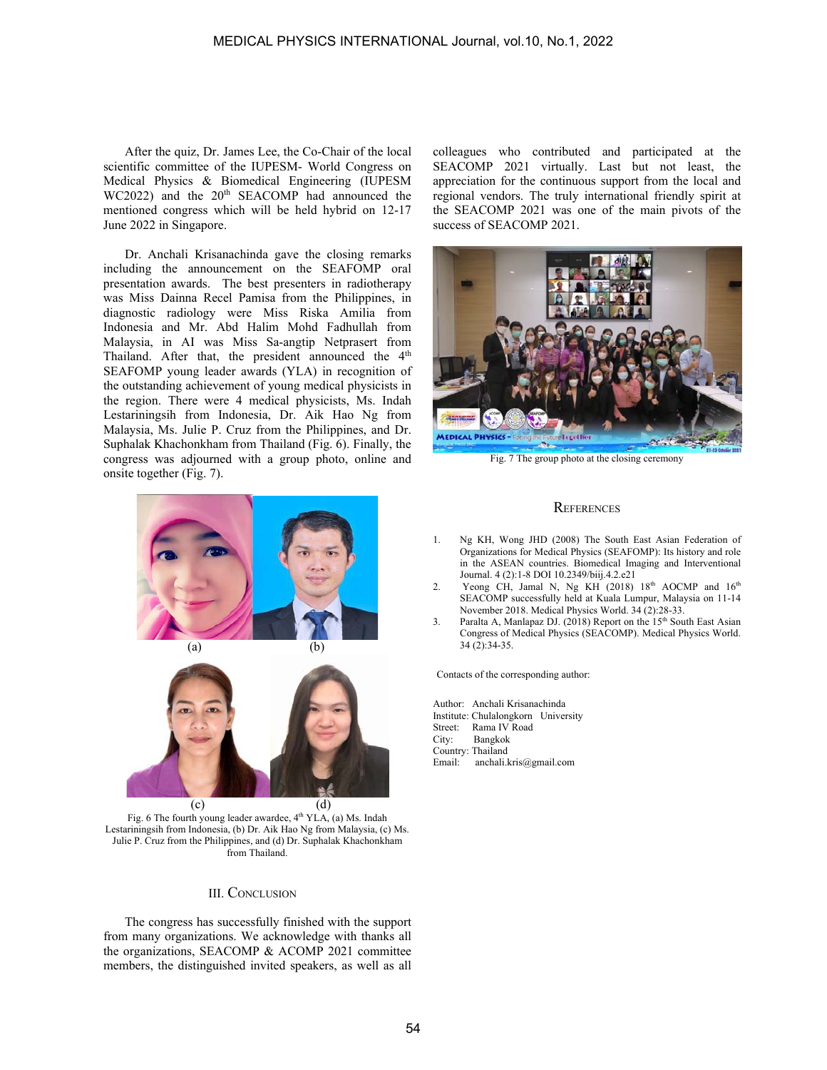After the quiz, Dr. James Lee, the Co-Chair of the local scientific committee of the IUPESM- World Congress on Medical Physics & Biomedical Engineering (IUPESM WC2022) and the 20th SEACOMP had announced the mentioned congress which will be held hybrid on 12-17 June 2022 in Singapore.

Dr. Anchali Krisanachinda gave the closing remarks including the announcement on the SEAFOMP oral presentation awards. The best presenters in radiotherapy was Miss Dainna Recel Pamisa from the Philippines, in diagnostic radiology were Miss Riska Amilia from Indonesia and Mr. Abd Halim Mohd Fadhullah from Malaysia, in AI was Miss Sa-angtip Netpraserst from Thailand. After that, the president announced the 4th SEAFOMP young leader awards (YLA) in recognition of the outstanding achievement of young medical physicists in the region. There were 4 medical physicists, Ms. Indah Lestariningsih from Indonesia, Dr. Aik Hao Ng from Malaysia, Ms. Julie P. Cruz from the Philippines, and Dr. Suphalak Khachonkham from Thailand (Fig. 6). Finally, the congress was adjourned with a group photo, online and onsite together (Fig. 7).

(a) (b) (c) (d)

Fig. 6 The fourth young leader awardee, 4th YLA, (a) Ms. Indah Lestariningsih from Indonesia, (b) Dr. Aik Hao Ng from Malaysia, (c) Ms. Julie P. Cruz from the Philippines, and (d) Dr. Suphalak Khachonkham from Thailand.

## III. Conclusion

The congress has successfully finished with the support from many organizations. We acknowledge with thanks all the organizations, SEACOMP & ACOMP 2021 committee members, the distinguished invited speakers, as well as all colleagues who contributed and participated at the SEACOMP 2021 virtually. Last but not least, the appreciation for the continuous support from the local and regional vendors. The truly international friendly spirit at the SEACOMP 2021 was one of the main pivots of the success of SEACOMP 2021.

Fig. 7 The group photo at the closing ceremony

## References

1. Ng KH, Wong JHD (2008) The South East Asian Federation of Organizations for Medical Physics (SEAFOMP): Its history and role in the ASEAN countries. Biomedical Imaging and Interventional Journal. 4 (2):1-8 DOI 10.2349/biij.4.2.e21
2. Yeong CH, Jamal N, Ng KH (2018) 18th AOCMP and 16th SEACOMP successfully held at Kuala Lumpur, Malaysia on 11-14 November 2018. Medical Physics World. 34 (2):28-33.
3. Paralta A, Manlapaz DJ. (2018) Report on the 15th South East Asian Congress of Medical Physics (SEACOMP). Medical Physics World. 34 (2):34-35.

Contacts of the corresponding author:

Author: Anchali Krisanachinda
Institute: Chulalongkorn University
Street: Rama IV Road
City: Bangkok
Country: Thailand
Email: anchali.kris@gmail.com